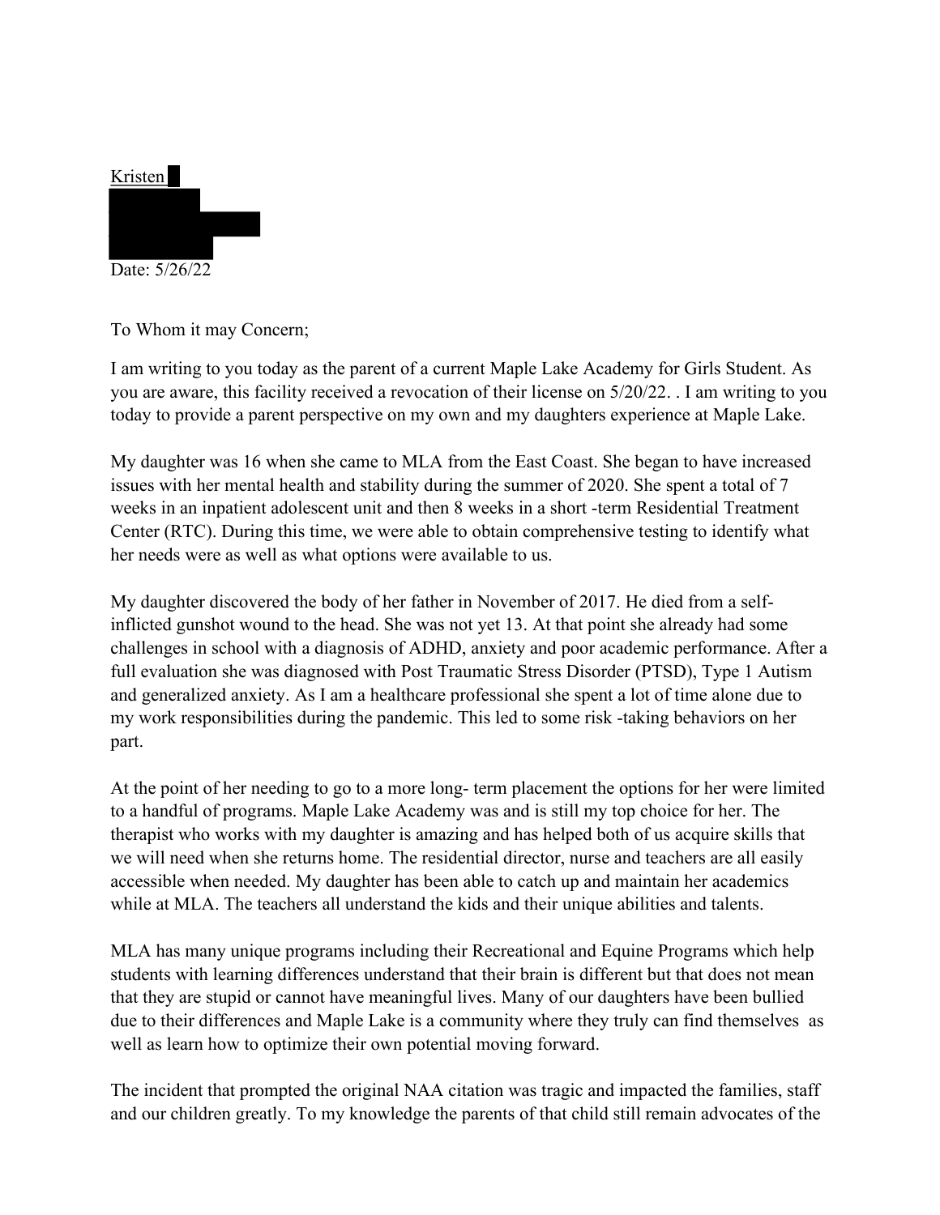Kristen

Date: 5/26/22

To Whom it may Concern;

I am writing to you today as the parent of a current Maple Lake Academy for Girls Student. As you are aware, this facility received a revocation of their license on 5/20/22. . I am writing to you today to provide a parent perspective on my own and my daughters experience at Maple Lake.

My daughter was 16 when she came to MLA from the East Coast. She began to have increased issues with her mental health and stability during the summer of 2020. She spent a total of 7 weeks in an inpatient adolescent unit and then 8 weeks in a short -term Residential Treatment Center (RTC). During this time, we were able to obtain comprehensive testing to identify what her needs were as well as what options were available to us.

My daughter discovered the body of her father in November of 2017. He died from a self-inflicted gunshot wound to the head. She was not yet 13. At that point she already had some challenges in school with a diagnosis of ADHD, anxiety and poor academic performance. After a full evaluation she was diagnosed with Post Traumatic Stress Disorder (PTSD), Type 1 Autism and generalized anxiety. As I am a healthcare professional she spent a lot of time alone due to my work responsibilities during the pandemic. This led to some risk -taking behaviors on her part.

At the point of her needing to go to a more long- term placement the options for her were limited to a handful of programs. Maple Lake Academy was and is still my top choice for her. The therapist who works with my daughter is amazing and has helped both of us acquire skills that we will need when she returns home. The residential director, nurse and teachers are all easily accessible when needed. My daughter has been able to catch up and maintain her academics while at MLA. The teachers all understand the kids and their unique abilities and talents.

MLA has many unique programs including their Recreational and Equine Programs which help students with learning differences understand that their brain is different but that does not mean that they are stupid or cannot have meaningful lives. Many of our daughters have been bullied due to their differences and Maple Lake is a community where they truly can find themselves as well as learn how to optimize their own potential moving forward.

The incident that prompted the original NAA citation was tragic and impacted the families, staff and our children greatly. To my knowledge the parents of that child still remain advocates of the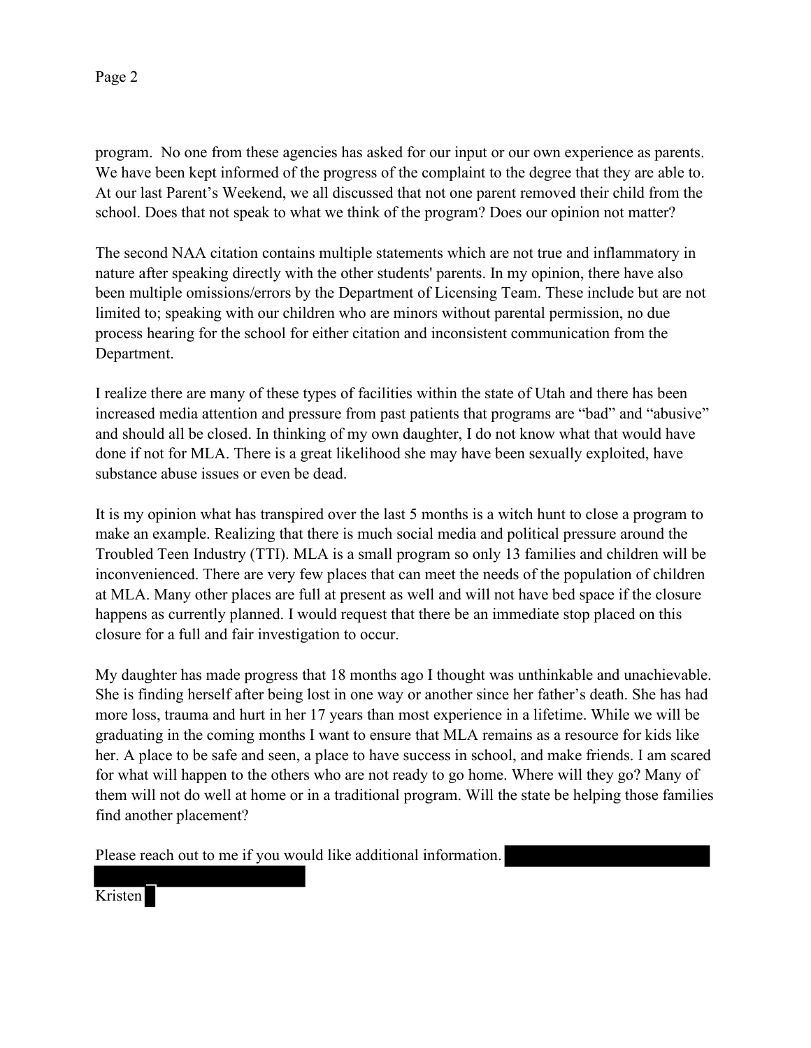program.  No one from these agencies has asked for our input or our own experience as parents. We have been kept informed of the progress of the complaint to the degree that they are able to. At our last Parent's Weekend, we all discussed that not one parent removed their child from the school. Does that not speak to what we think of the program? Does our opinion not matter?

The second NAA citation contains multiple statements which are not true and inflammatory in nature after speaking directly with the other students' parents. In my opinion, there have also been multiple omissions/errors by the Department of Licensing Team. These include but are not limited to; speaking with our children who are minors without parental permission, no due process hearing for the school for either citation and inconsistent communication from the Department.

I realize there are many of these types of facilities within the state of Utah and there has been increased media attention and pressure from past patients that programs are "bad" and "abusive" and should all be closed. In thinking of my own daughter, I do not know what that would have done if not for MLA. There is a great likelihood she may have been sexually exploited, have substance abuse issues or even be dead.

It is my opinion what has transpired over the last 5 months is a witch hunt to close a program to make an example. Realizing that there is much social media and political pressure around the Troubled Teen Industry (TTI). MLA is a small program so only 13 families and children will be inconvenienced. There are very few places that can meet the needs of the population of children at MLA. Many other places are full at present as well and will not have bed space if the closure happens as currently planned. I would request that there be an immediate stop placed on this closure for a full and fair investigation to occur.

My daughter has made progress that 18 months ago I thought was unthinkable and unachievable. She is finding herself after being lost in one way or another since her father's death. She has had more loss, trauma and hurt in her 17 years than most experience in a lifetime. While we will be graduating in the coming months I want to ensure that MLA remains as a resource for kids like her. A place to be safe and seen, a place to have success in school, and make friends. I am scared for what will happen to the others who are not ready to go home. Where will they go? Many of them will not do well at home or in a traditional program. Will the state be helping those families find another placement?

Please reach out to me if you would like additional information.

Kristen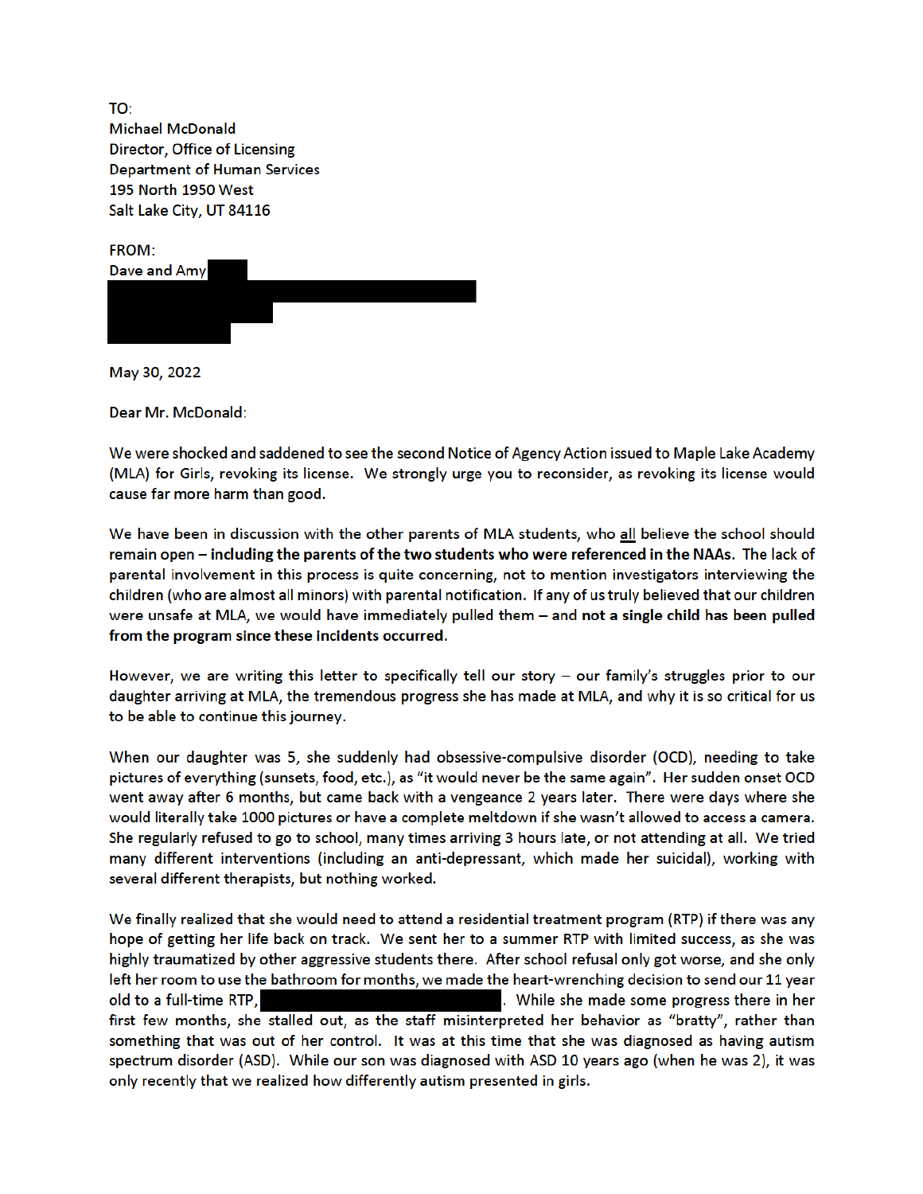TO:
Michael McDonald
Director, Office of Licensing
Department of Human Services
195 North 1950 West
Salt Lake City, UT 84116

FROM:
Dave and Amy ██████
██████████████████████
██████████
██████████

May 30, 2022

Dear Mr. McDonald:

We were shocked and saddened to see the second Notice of Agency Action issued to Maple Lake Academy (MLA) for Girls, revoking its license. We strongly urge you to reconsider, as revoking its license would cause far more harm than good.

We have been in discussion with the other parents of MLA students, who <u>all</u> believe the school should remain open – **including the parents of the two students who were referenced in the NAAs.** The lack of parental involvement in this process is quite concerning, not to mention investigators interviewing the children (who are almost all minors) with parental notification. If any of us truly believed that our children were unsafe at MLA, we would have immediately pulled them – and **not a single child has been pulled from the program since these incidents occurred.**

However, we are writing this letter to specifically tell our story – our family's struggles prior to our daughter arriving at MLA, the tremendous progress she has made at MLA, and why it is so critical for us to be able to continue this journey.

When our daughter was 5, she suddenly had obsessive-compulsive disorder (OCD), needing to take pictures of everything (sunsets, food, etc.), as "it would never be the same again". Her sudden onset OCD went away after 6 months, but came back with a vengeance 2 years later. There were days where she would literally take 1000 pictures or have a complete meltdown if she wasn't allowed to access a camera. She regularly refused to go to school, many times arriving 3 hours late, or not attending at all. We tried many different interventions (including an anti-depressant, which made her suicidal), working with several different therapists, but nothing worked.

We finally realized that she would need to attend a residential treatment program (RTP) if there was any hope of getting her life back on track. We sent her to a summer RTP with limited success, as she was highly traumatized by other aggressive students there. After school refusal only got worse, and she only left her room to use the bathroom for months, we made the heart-wrenching decision to send our 11 year old to a full-time RTP, ████████████████████. While she made some progress there in her first few months, she stalled out, as the staff misinterpreted her behavior as "bratty", rather than something that was out of her control. It was at this time that she was diagnosed as having autism spectrum disorder (ASD). While our son was diagnosed with ASD 10 years ago (when he was 2), it was only recently that we realized how differently autism presented in girls.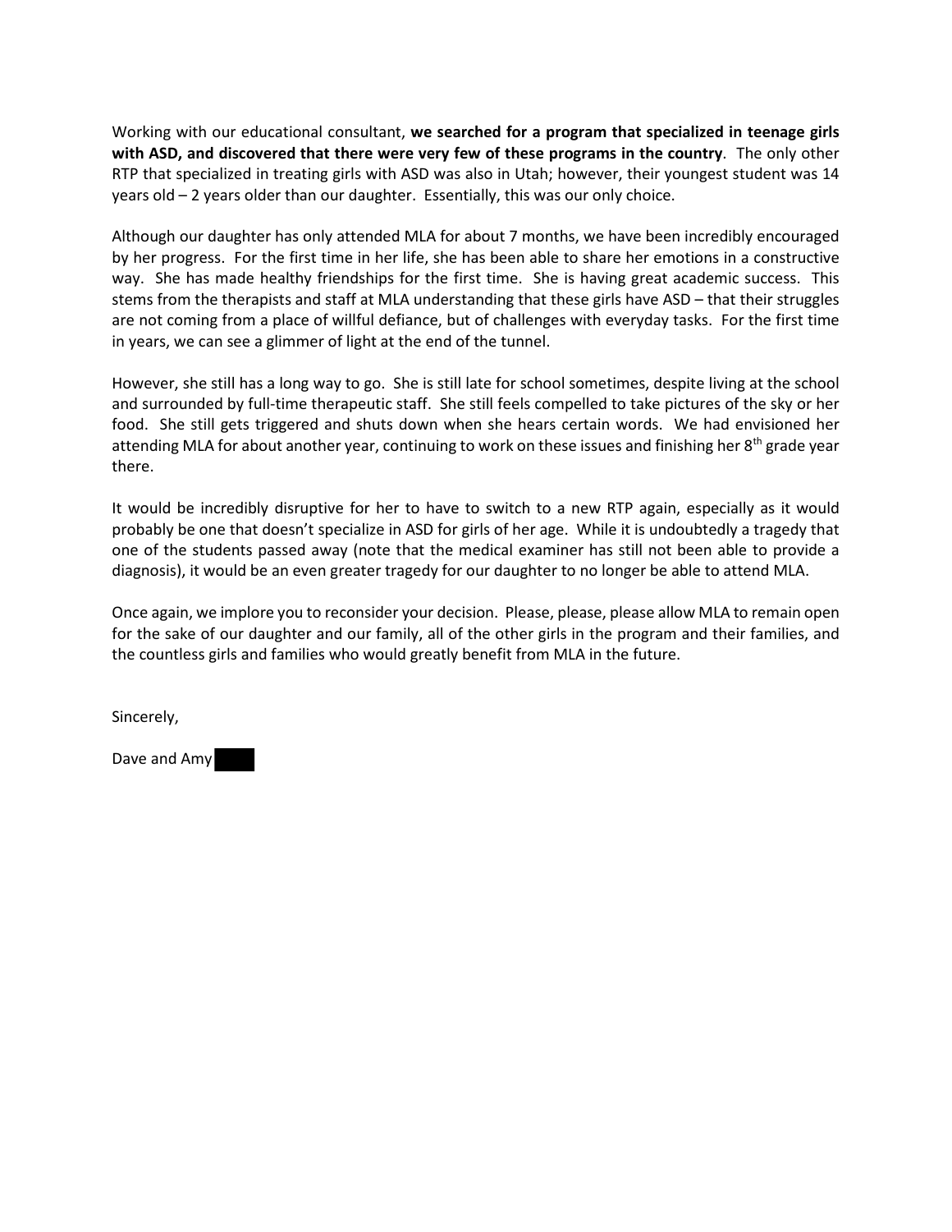Working with our educational consultant, **we searched for a program that specialized in teenage girls with ASD, and discovered that there were very few of these programs in the country**. The only other RTP that specialized in treating girls with ASD was also in Utah; however, their youngest student was 14 years old – 2 years older than our daughter. Essentially, this was our only choice.

Although our daughter has only attended MLA for about 7 months, we have been incredibly encouraged by her progress. For the first time in her life, she has been able to share her emotions in a constructive way. She has made healthy friendships for the first time. She is having great academic success. This stems from the therapists and staff at MLA understanding that these girls have ASD – that their struggles are not coming from a place of willful defiance, but of challenges with everyday tasks. For the first time in years, we can see a glimmer of light at the end of the tunnel.

However, she still has a long way to go. She is still late for school sometimes, despite living at the school and surrounded by full-time therapeutic staff. She still feels compelled to take pictures of the sky or her food. She still gets triggered and shuts down when she hears certain words. We had envisioned her attending MLA for about another year, continuing to work on these issues and finishing her 8th grade year there.

It would be incredibly disruptive for her to have to switch to a new RTP again, especially as it would probably be one that doesn't specialize in ASD for girls of her age. While it is undoubtedly a tragedy that one of the students passed away (note that the medical examiner has still not been able to provide a diagnosis), it would be an even greater tragedy for our daughter to no longer be able to attend MLA.

Once again, we implore you to reconsider your decision. Please, please, please allow MLA to remain open for the sake of our daughter and our family, all of the other girls in the program and their families, and the countless girls and families who would greatly benefit from MLA in the future.

Sincerely,

Dave and Amy ████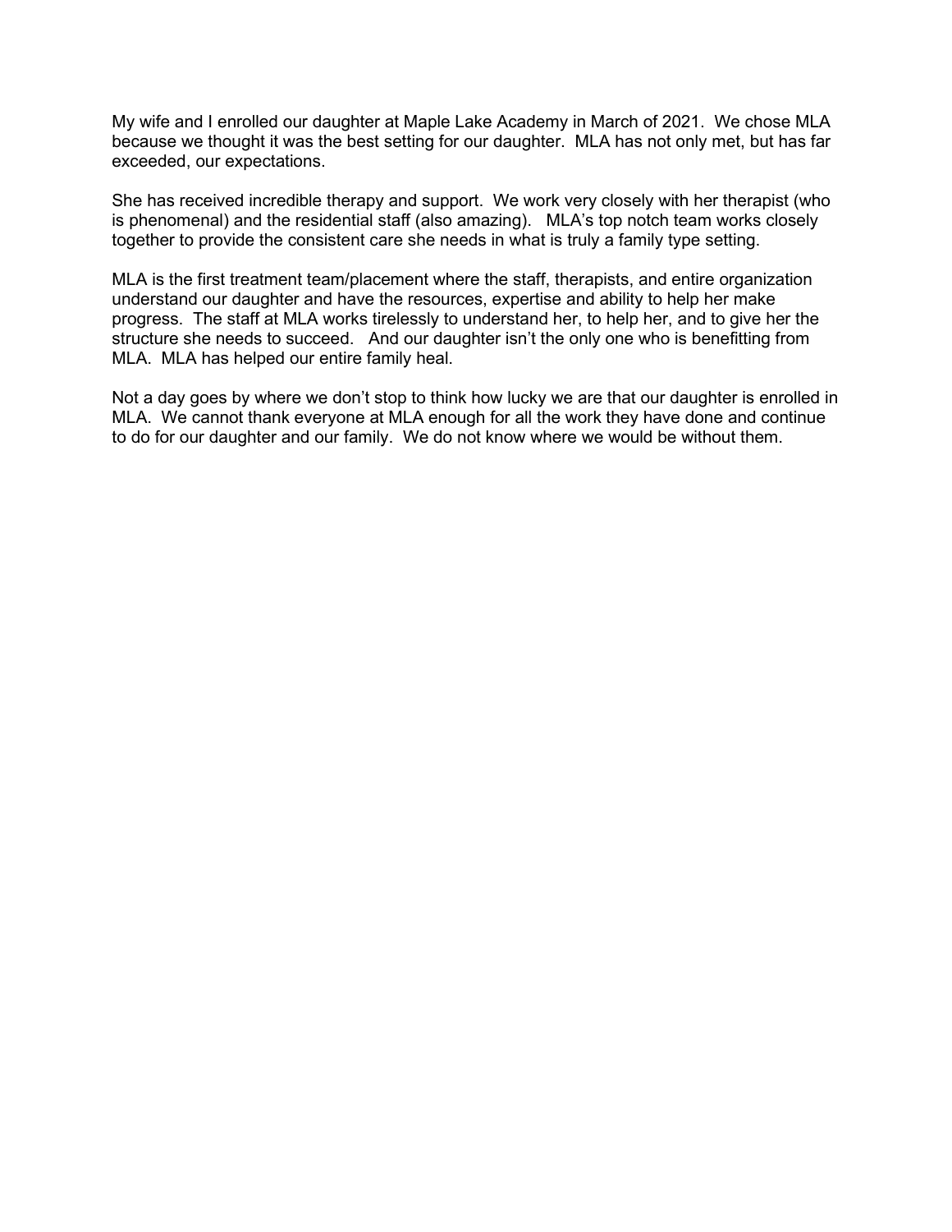My wife and I enrolled our daughter at Maple Lake Academy in March of 2021. We chose MLA because we thought it was the best setting for our daughter. MLA has not only met, but has far exceeded, our expectations.

She has received incredible therapy and support. We work very closely with her therapist (who is phenomenal) and the residential staff (also amazing). MLA's top notch team works closely together to provide the consistent care she needs in what is truly a family type setting.

MLA is the first treatment team/placement where the staff, therapists, and entire organization understand our daughter and have the resources, expertise and ability to help her make progress. The staff at MLA works tirelessly to understand her, to help her, and to give her the structure she needs to succeed. And our daughter isn't the only one who is benefitting from MLA. MLA has helped our entire family heal.

Not a day goes by where we don't stop to think how lucky we are that our daughter is enrolled in MLA. We cannot thank everyone at MLA enough for all the work they have done and continue to do for our daughter and our family. We do not know where we would be without them.